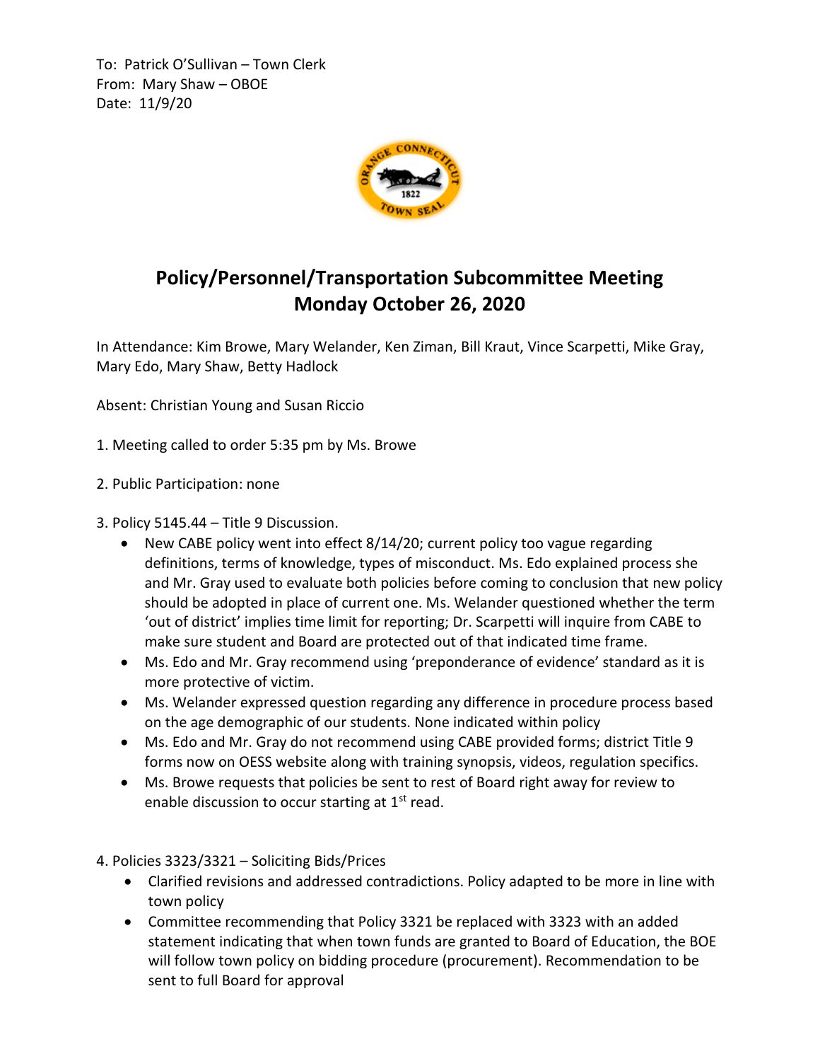To: Patrick O'Sullivan – Town Clerk
From: Mary Shaw – OBOE
Date: 11/9/20

# Policy/Personnel/Transportation Subcommittee Meeting
# Monday October 26, 2020

In Attendance: Kim Browe, Mary Welander, Ken Ziman, Bill Kraut, Vince Scarpetti, Mike Gray, Mary Edo, Mary Shaw, Betty Hadlock

Absent: Christian Young and Susan Riccio

1. Meeting called to order 5:35 pm by Ms. Browe

2. Public Participation: none

3. Policy 5145.44 – Title 9 Discussion.
   - New CABE policy went into effect 8/14/20; current policy too vague regarding definitions, terms of knowledge, types of misconduct. Ms. Edo explained process she and Mr. Gray used to evaluate both policies before coming to conclusion that new policy should be adopted in place of current one. Ms. Welander questioned whether the term 'out of district' implies time limit for reporting; Dr. Scarpetti will inquire from CABE to make sure student and Board are protected out of that indicated time frame.
   - Ms. Edo and Mr. Gray recommend using 'preponderance of evidence' standard as it is more protective of victim.
   - Ms. Welander expressed question regarding any difference in procedure process based on the age demographic of our students. None indicated within policy
   - Ms. Edo and Mr. Gray do not recommend using CABE provided forms; district Title 9 forms now on OESS website along with training synopsis, videos, regulation specifics.
   - Ms. Browe requests that policies be sent to rest of Board right away for review to enable discussion to occur starting at 1st read.

4. Policies 3323/3321 – Soliciting Bids/Prices
   - Clarified revisions and addressed contradictions. Policy adapted to be more in line with town policy
   - Committee recommending that Policy 3321 be replaced with 3323 with an added statement indicating that when town funds are granted to Board of Education, the BOE will follow town policy on bidding procedure (procurement). Recommendation to be sent to full Board for approval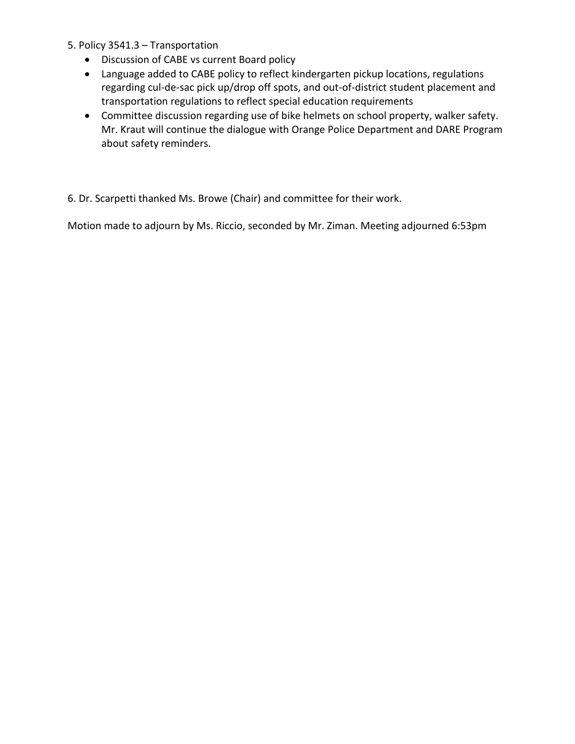5. Policy 3541.3 – Transportation

- Discussion of CABE vs current Board policy
- Language added to CABE policy to reflect kindergarten pickup locations, regulations regarding cul-de-sac pick up/drop off spots, and out-of-district student placement and transportation regulations to reflect special education requirements
- Committee discussion regarding use of bike helmets on school property, walker safety. Mr. Kraut will continue the dialogue with Orange Police Department and DARE Program about safety reminders.

6. Dr. Scarpetti thanked Ms. Browe (Chair) and committee for their work.

Motion made to adjourn by Ms. Riccio, seconded by Mr. Ziman. Meeting adjourned 6:53pm